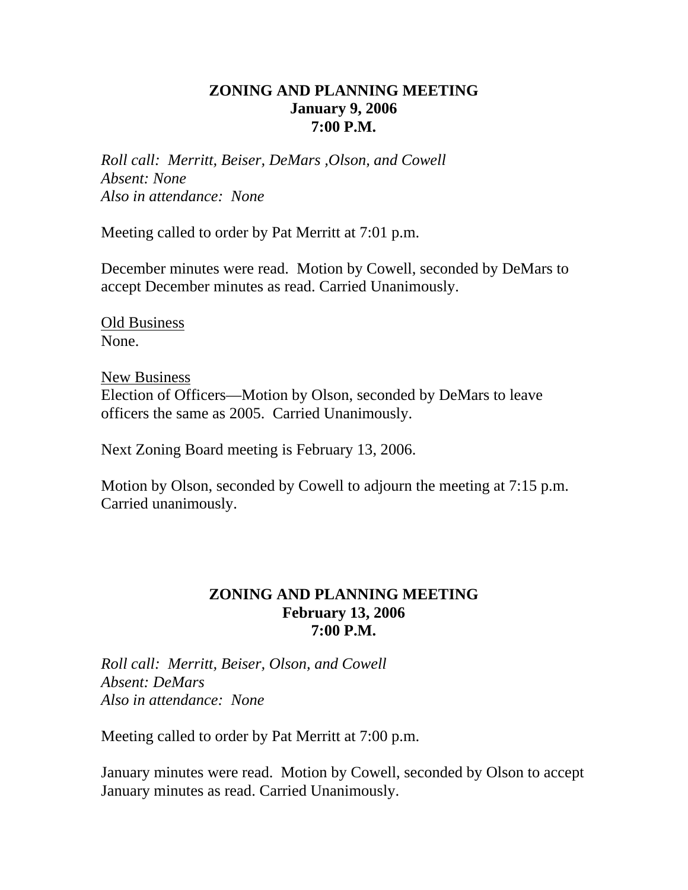**ZONING AND PLANNING MEETING**
**January 9, 2006**
**7:00 P.M.**

*Roll call: Merritt, Beiser, DeMars ,Olson, and Cowell*
*Absent: None*
*Also in attendance: None*

Meeting called to order by Pat Merritt at 7:01 p.m.

December minutes were read. Motion by Cowell, seconded by DeMars to accept December minutes as read. Carried Unanimously.

<u>Old Business</u>
None.

<u>New Business</u>
Election of Officers—Motion by Olson, seconded by DeMars to leave officers the same as 2005. Carried Unanimously.

Next Zoning Board meeting is February 13, 2006.

Motion by Olson, seconded by Cowell to adjourn the meeting at 7:15 p.m. Carried unanimously.

**ZONING AND PLANNING MEETING**
**February 13, 2006**
**7:00 P.M.**

*Roll call: Merritt, Beiser, Olson, and Cowell*
*Absent: DeMars*
*Also in attendance: None*

Meeting called to order by Pat Merritt at 7:00 p.m.

January minutes were read. Motion by Cowell, seconded by Olson to accept January minutes as read. Carried Unanimously.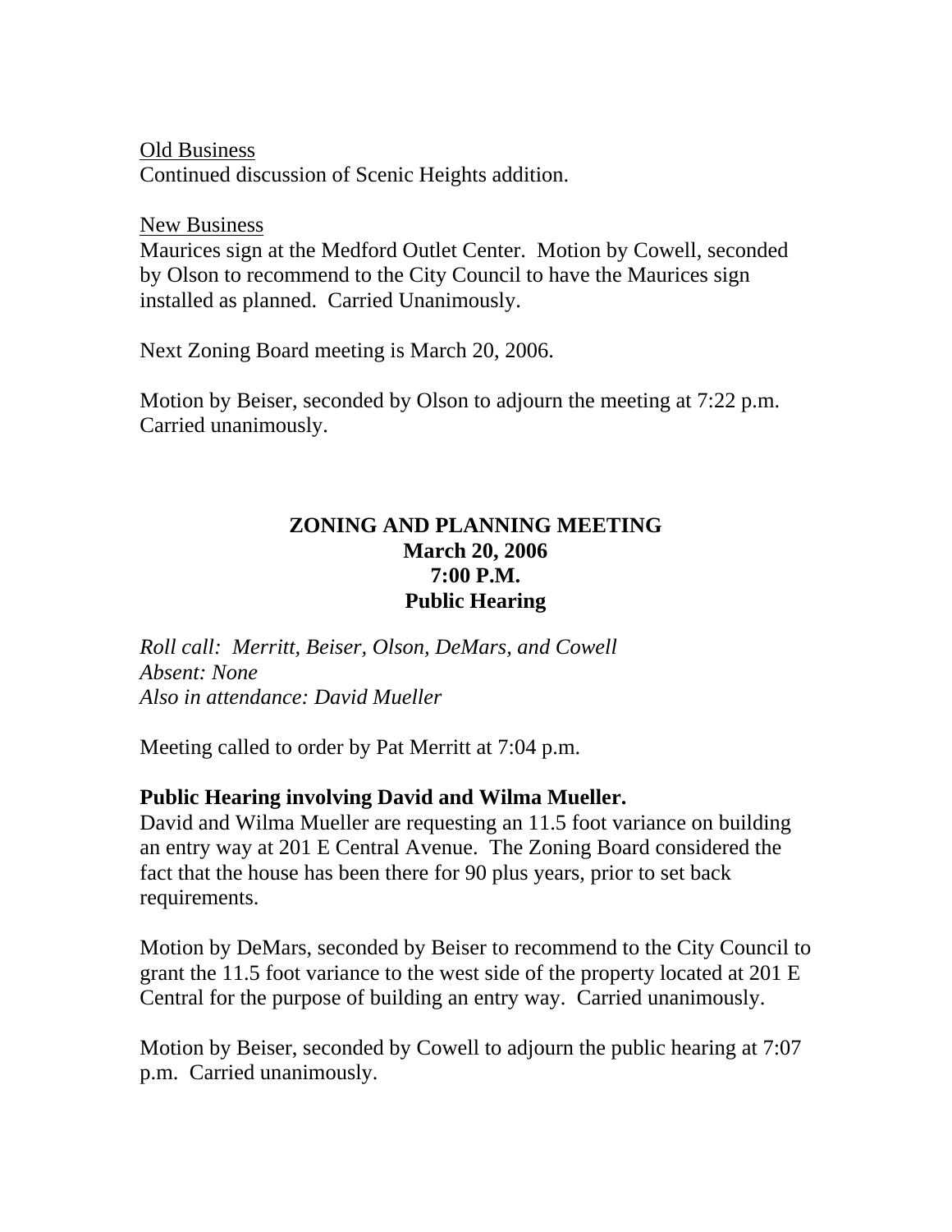Old Business

Continued discussion of Scenic Heights addition.

New Business

Maurices sign at the Medford Outlet Center. Motion by Cowell, seconded by Olson to recommend to the City Council to have the Maurices sign installed as planned. Carried Unanimously.

Next Zoning Board meeting is March 20, 2006.

Motion by Beiser, seconded by Olson to adjourn the meeting at 7:22 p.m. Carried unanimously.

## ZONING AND PLANNING MEETING
## March 20, 2006
## 7:00 P.M.
## Public Hearing

*Roll call: Merritt, Beiser, Olson, DeMars, and Cowell*
*Absent: None*
*Also in attendance: David Mueller*

Meeting called to order by Pat Merritt at 7:04 p.m.

**Public Hearing involving David and Wilma Mueller.**

David and Wilma Mueller are requesting an 11.5 foot variance on building an entry way at 201 E Central Avenue. The Zoning Board considered the fact that the house has been there for 90 plus years, prior to set back requirements.

Motion by DeMars, seconded by Beiser to recommend to the City Council to grant the 11.5 foot variance to the west side of the property located at 201 E Central for the purpose of building an entry way. Carried unanimously.

Motion by Beiser, seconded by Cowell to adjourn the public hearing at 7:07 p.m. Carried unanimously.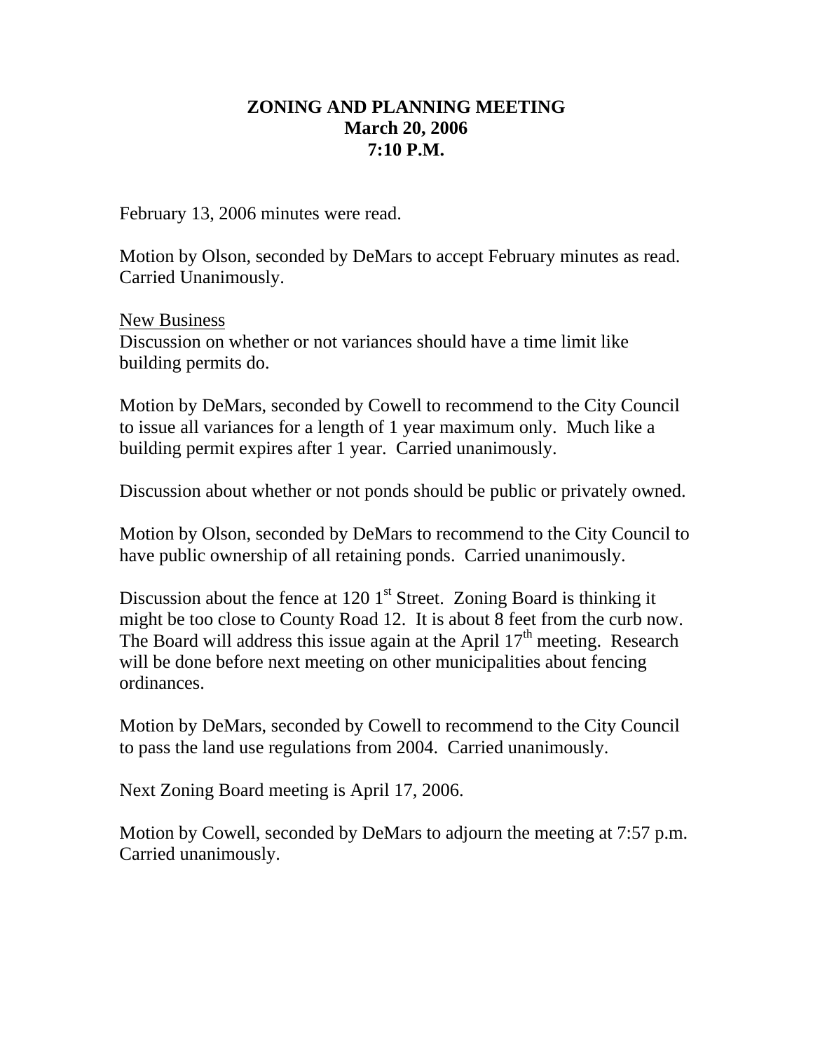# ZONING AND PLANNING MEETING
**March 20, 2006**
**7:10 P.M.**

February 13, 2006 minutes were read.

Motion by Olson, seconded by DeMars to accept February minutes as read. Carried Unanimously.

New Business

Discussion on whether or not variances should have a time limit like building permits do.

Motion by DeMars, seconded by Cowell to recommend to the City Council to issue all variances for a length of 1 year maximum only. Much like a building permit expires after 1 year. Carried unanimously.

Discussion about whether or not ponds should be public or privately owned.

Motion by Olson, seconded by DeMars to recommend to the City Council to have public ownership of all retaining ponds. Carried unanimously.

Discussion about the fence at 120 1st Street. Zoning Board is thinking it might be too close to County Road 12. It is about 8 feet from the curb now. The Board will address this issue again at the April 17th meeting. Research will be done before next meeting on other municipalities about fencing ordinances.

Motion by DeMars, seconded by Cowell to recommend to the City Council to pass the land use regulations from 2004. Carried unanimously.

Next Zoning Board meeting is April 17, 2006.

Motion by Cowell, seconded by DeMars to adjourn the meeting at 7:57 p.m. Carried unanimously.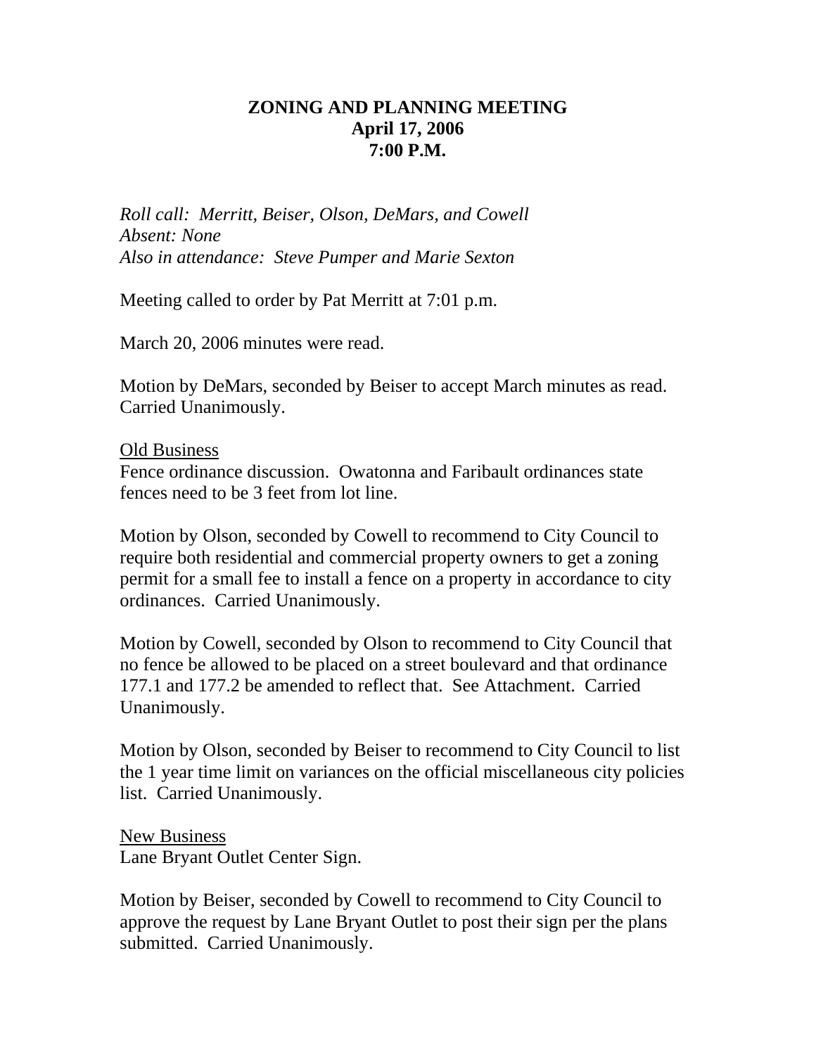**ZONING AND PLANNING MEETING**
**April 17, 2006**
**7:00 P.M.**

*Roll call: Merritt, Beiser, Olson, DeMars, and Cowell*
*Absent: None*
*Also in attendance: Steve Pumper and Marie Sexton*

Meeting called to order by Pat Merritt at 7:01 p.m.

March 20, 2006 minutes were read.

Motion by DeMars, seconded by Beiser to accept March minutes as read. Carried Unanimously.

<u>Old Business</u>
Fence ordinance discussion. Owatonna and Faribault ordinances state fences need to be 3 feet from lot line.

Motion by Olson, seconded by Cowell to recommend to City Council to require both residential and commercial property owners to get a zoning permit for a small fee to install a fence on a property in accordance to city ordinances. Carried Unanimously.

Motion by Cowell, seconded by Olson to recommend to City Council that no fence be allowed to be placed on a street boulevard and that ordinance 177.1 and 177.2 be amended to reflect that. See Attachment. Carried Unanimously.

Motion by Olson, seconded by Beiser to recommend to City Council to list the 1 year time limit on variances on the official miscellaneous city policies list. Carried Unanimously.

<u>New Business</u>
Lane Bryant Outlet Center Sign.

Motion by Beiser, seconded by Cowell to recommend to City Council to approve the request by Lane Bryant Outlet to post their sign per the plans submitted. Carried Unanimously.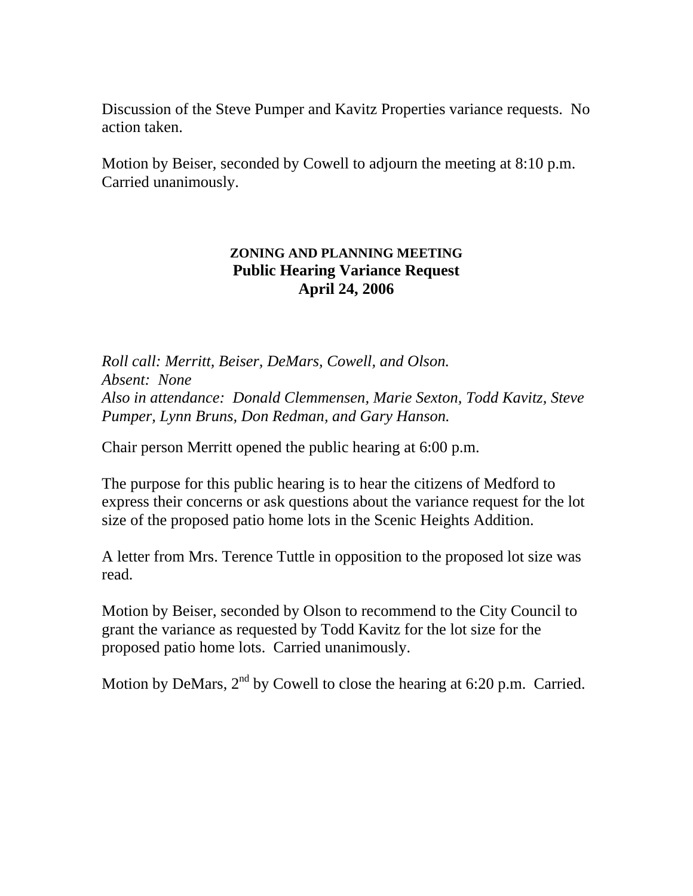Discussion of the Steve Pumper and Kavitz Properties variance requests. No action taken.

Motion by Beiser, seconded by Cowell to adjourn the meeting at 8:10 p.m. Carried unanimously.

## ZONING AND PLANNING MEETING
## Public Hearing Variance Request
## April 24, 2006

*Roll call: Merritt, Beiser, DeMars, Cowell, and Olson.*
*Absent: None*
*Also in attendance: Donald Clemmensen, Marie Sexton, Todd Kavitz, Steve Pumper, Lynn Bruns, Don Redman, and Gary Hanson.*

Chair person Merritt opened the public hearing at 6:00 p.m.

The purpose for this public hearing is to hear the citizens of Medford to express their concerns or ask questions about the variance request for the lot size of the proposed patio home lots in the Scenic Heights Addition.

A letter from Mrs. Terence Tuttle in opposition to the proposed lot size was read.

Motion by Beiser, seconded by Olson to recommend to the City Council to grant the variance as requested by Todd Kavitz for the lot size for the proposed patio home lots. Carried unanimously.

Motion by DeMars, 2nd by Cowell to close the hearing at 6:20 p.m. Carried.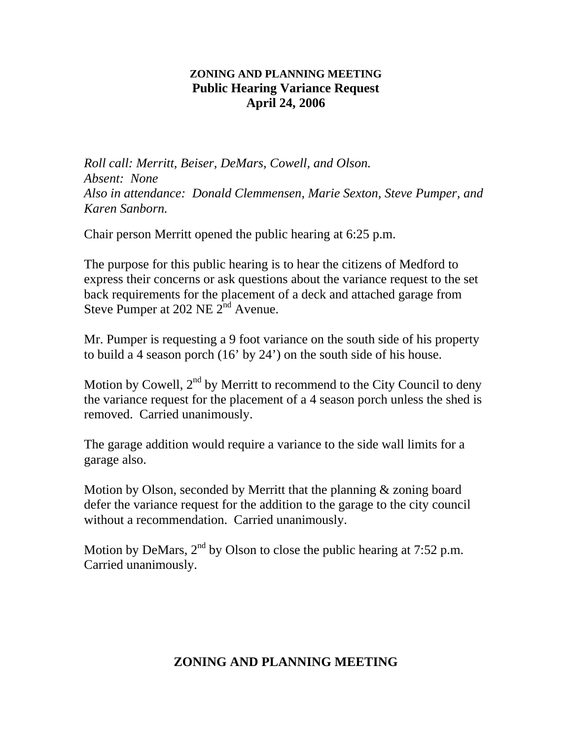**ZONING AND PLANNING MEETING**
**Public Hearing Variance Request**
**April 24, 2006**

*Roll call: Merritt, Beiser, DeMars, Cowell, and Olson.*
*Absent: None*
*Also in attendance: Donald Clemmensen, Marie Sexton, Steve Pumper, and Karen Sanborn.*

Chair person Merritt opened the public hearing at 6:25 p.m.

The purpose for this public hearing is to hear the citizens of Medford to express their concerns or ask questions about the variance request to the set back requirements for the placement of a deck and attached garage from Steve Pumper at 202 NE 2nd Avenue.

Mr. Pumper is requesting a 9 foot variance on the south side of his property to build a 4 season porch (16' by 24') on the south side of his house.

Motion by Cowell, 2nd by Merritt to recommend to the City Council to deny the variance request for the placement of a 4 season porch unless the shed is removed. Carried unanimously.

The garage addition would require a variance to the side wall limits for a garage also.

Motion by Olson, seconded by Merritt that the planning & zoning board defer the variance request for the addition to the garage to the city council without a recommendation. Carried unanimously.

Motion by DeMars, 2nd by Olson to close the public hearing at 7:52 p.m. Carried unanimously.

**ZONING AND PLANNING MEETING**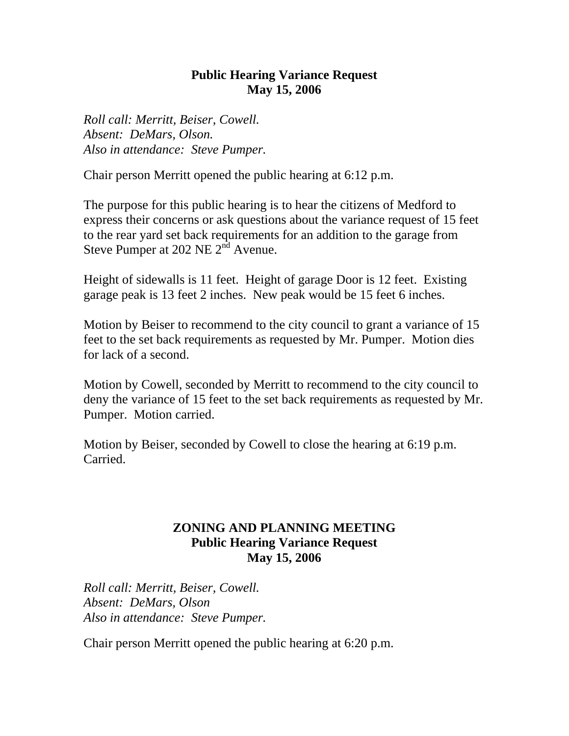**Public Hearing Variance Request**
**May 15, 2006**

*Roll call: Merritt, Beiser, Cowell.*
*Absent: DeMars, Olson.*
*Also in attendance: Steve Pumper.*

Chair person Merritt opened the public hearing at 6:12 p.m.

The purpose for this public hearing is to hear the citizens of Medford to express their concerns or ask questions about the variance request of 15 feet to the rear yard set back requirements for an addition to the garage from Steve Pumper at 202 NE 2nd Avenue.

Height of sidewalls is 11 feet. Height of garage Door is 12 feet. Existing garage peak is 13 feet 2 inches. New peak would be 15 feet 6 inches.

Motion by Beiser to recommend to the city council to grant a variance of 15 feet to the set back requirements as requested by Mr. Pumper. Motion dies for lack of a second.

Motion by Cowell, seconded by Merritt to recommend to the city council to deny the variance of 15 feet to the set back requirements as requested by Mr. Pumper. Motion carried.

Motion by Beiser, seconded by Cowell to close the hearing at 6:19 p.m. Carried.

**ZONING AND PLANNING MEETING**
**Public Hearing Variance Request**
**May 15, 2006**

*Roll call: Merritt, Beiser, Cowell.*
*Absent: DeMars, Olson*
*Also in attendance: Steve Pumper.*

Chair person Merritt opened the public hearing at 6:20 p.m.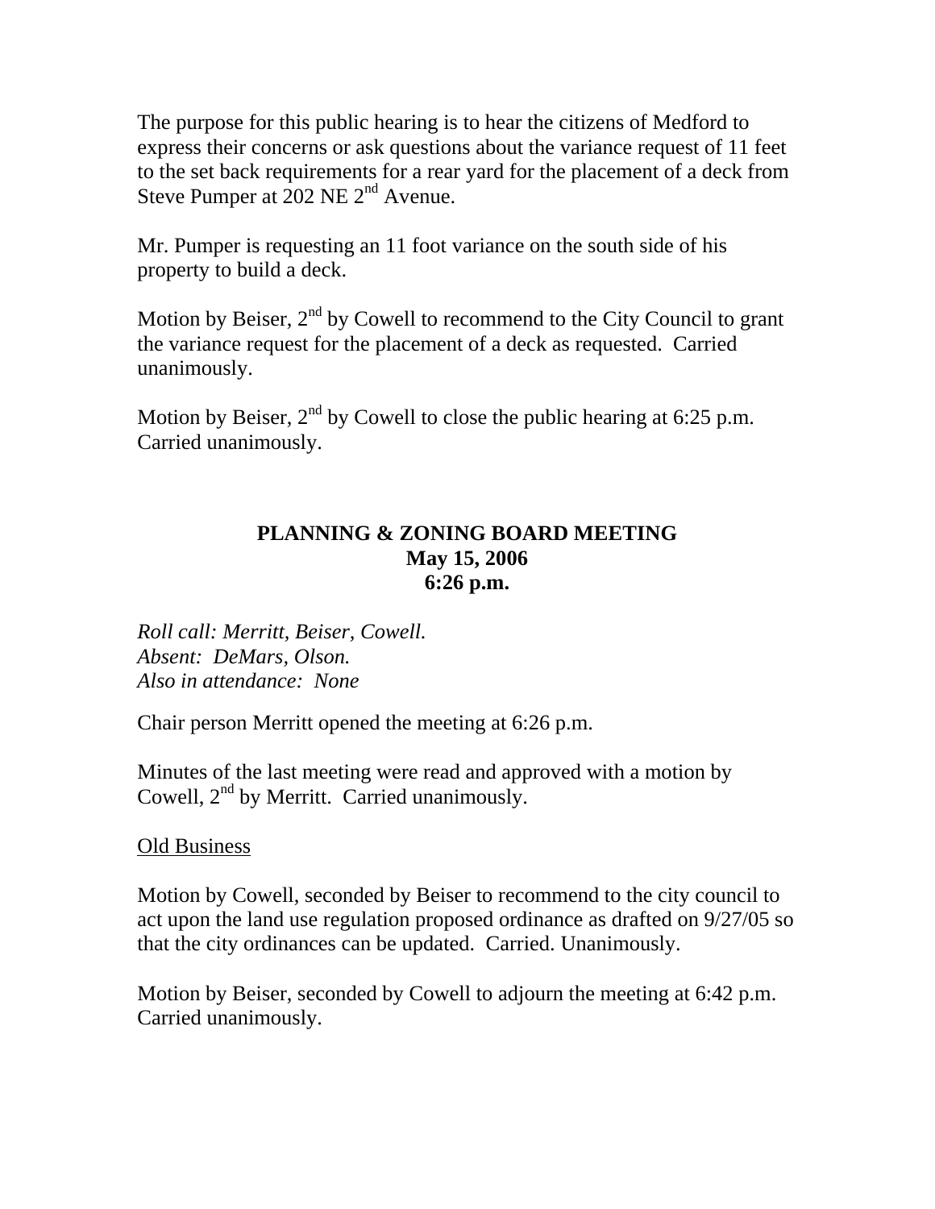The purpose for this public hearing is to hear the citizens of Medford to express their concerns or ask questions about the variance request of 11 feet to the set back requirements for a rear yard for the placement of a deck from Steve Pumper at 202 NE 2nd Avenue.

Mr. Pumper is requesting an 11 foot variance on the south side of his property to build a deck.

Motion by Beiser, 2nd by Cowell to recommend to the City Council to grant the variance request for the placement of a deck as requested. Carried unanimously.

Motion by Beiser, 2nd by Cowell to close the public hearing at 6:25 p.m. Carried unanimously.

**PLANNING & ZONING BOARD MEETING**
**May 15, 2006**
**6:26 p.m.**

*Roll call: Merritt, Beiser, Cowell.*
*Absent: DeMars, Olson.*
*Also in attendance: None*

Chair person Merritt opened the meeting at 6:26 p.m.

Minutes of the last meeting were read and approved with a motion by Cowell, 2nd by Merritt. Carried unanimously.

Old Business

Motion by Cowell, seconded by Beiser to recommend to the city council to act upon the land use regulation proposed ordinance as drafted on 9/27/05 so that the city ordinances can be updated. Carried. Unanimously.

Motion by Beiser, seconded by Cowell to adjourn the meeting at 6:42 p.m. Carried unanimously.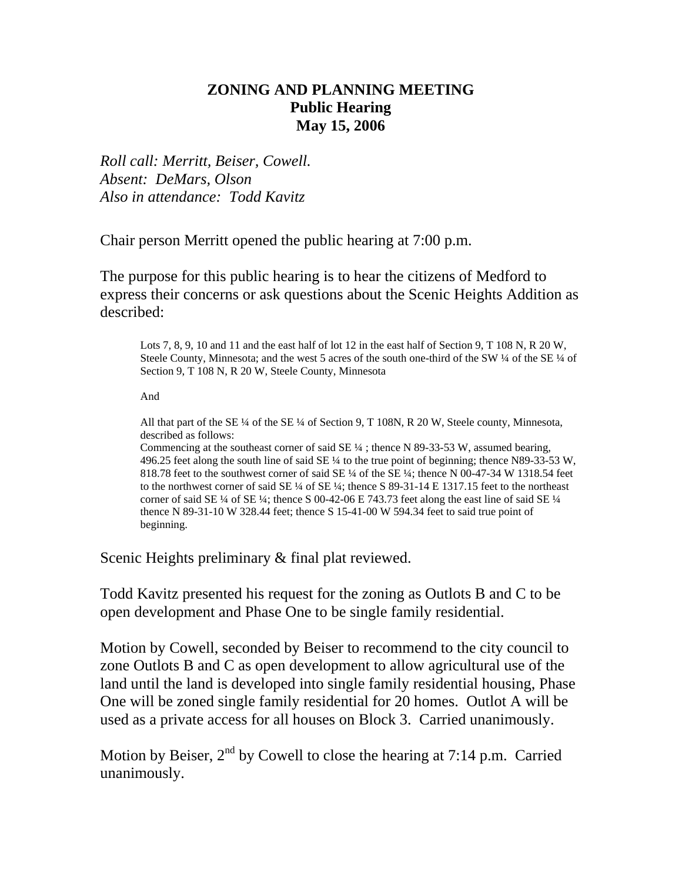# ZONING AND PLANNING MEETING
## Public Hearing
## May 15, 2006

*Roll call: Merritt, Beiser, Cowell.*
*Absent: DeMars, Olson*
*Also in attendance: Todd Kavitz*

Chair person Merritt opened the public hearing at 7:00 p.m.

The purpose for this public hearing is to hear the citizens of Medford to express their concerns or ask questions about the Scenic Heights Addition as described:

> Lots 7, 8, 9, 10 and 11 and the east half of lot 12 in the east half of Section 9, T 108 N, R 20 W, Steele County, Minnesota; and the west 5 acres of the south one-third of the SW ¼ of the SE ¼ of Section 9, T 108 N, R 20 W, Steele County, Minnesota
>
> And
>
> All that part of the SE ¼ of the SE ¼ of Section 9, T 108N, R 20 W, Steele county, Minnesota, described as follows:
> Commencing at the southeast corner of said SE ¼ ; thence N 89-33-53 W, assumed bearing, 496.25 feet along the south line of said SE ¼ to the true point of beginning; thence N89-33-53 W, 818.78 feet to the southwest corner of said SE ¼ of the SE ¼; thence N 00-47-34 W 1318.54 feet to the northwest corner of said SE ¼ of SE ¼; thence S 89-31-14 E 1317.15 feet to the northeast corner of said SE ¼ of SE ¼; thence S 00-42-06 E 743.73 feet along the east line of said SE ¼ thence N 89-31-10 W 328.44 feet; thence S 15-41-00 W 594.34 feet to said true point of beginning.

Scenic Heights preliminary & final plat reviewed.

Todd Kavitz presented his request for the zoning as Outlots B and C to be open development and Phase One to be single family residential.

Motion by Cowell, seconded by Beiser to recommend to the city council to zone Outlots B and C as open development to allow agricultural use of the land until the land is developed into single family residential housing, Phase One will be zoned single family residential for 20 homes. Outlot A will be used as a private access for all houses on Block 3. Carried unanimously.

Motion by Beiser, 2nd by Cowell to close the hearing at 7:14 p.m. Carried unanimously.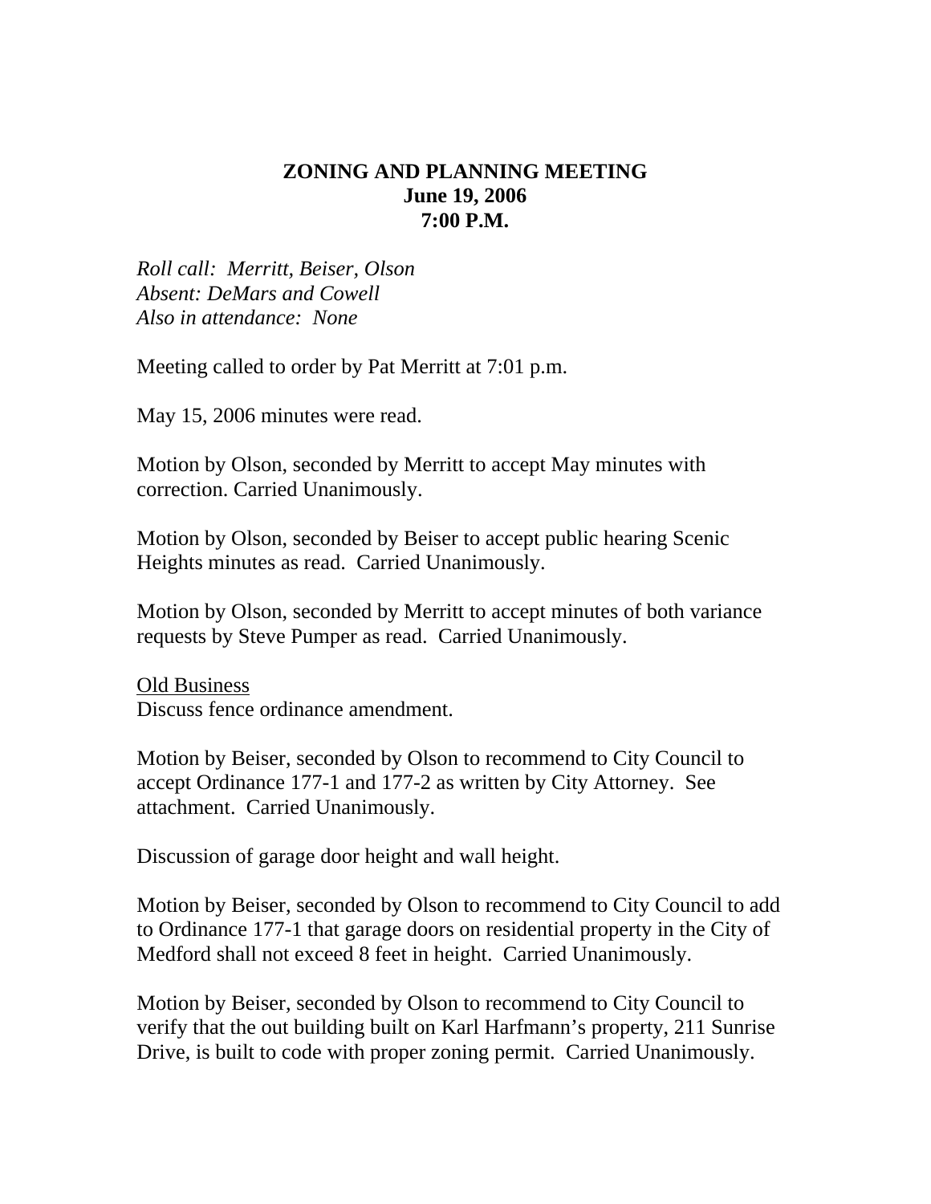**ZONING AND PLANNING MEETING**
**June 19, 2006**
**7:00 P.M.**

*Roll call: Merritt, Beiser, Olson*
*Absent: DeMars and Cowell*
*Also in attendance: None*

Meeting called to order by Pat Merritt at 7:01 p.m.

May 15, 2006 minutes were read.

Motion by Olson, seconded by Merritt to accept May minutes with correction. Carried Unanimously.

Motion by Olson, seconded by Beiser to accept public hearing Scenic Heights minutes as read. Carried Unanimously.

Motion by Olson, seconded by Merritt to accept minutes of both variance requests by Steve Pumper as read. Carried Unanimously.

<u>Old Business</u>
Discuss fence ordinance amendment.

Motion by Beiser, seconded by Olson to recommend to City Council to accept Ordinance 177-1 and 177-2 as written by City Attorney. See attachment. Carried Unanimously.

Discussion of garage door height and wall height.

Motion by Beiser, seconded by Olson to recommend to City Council to add to Ordinance 177-1 that garage doors on residential property in the City of Medford shall not exceed 8 feet in height. Carried Unanimously.

Motion by Beiser, seconded by Olson to recommend to City Council to verify that the out building built on Karl Harfmann's property, 211 Sunrise Drive, is built to code with proper zoning permit. Carried Unanimously.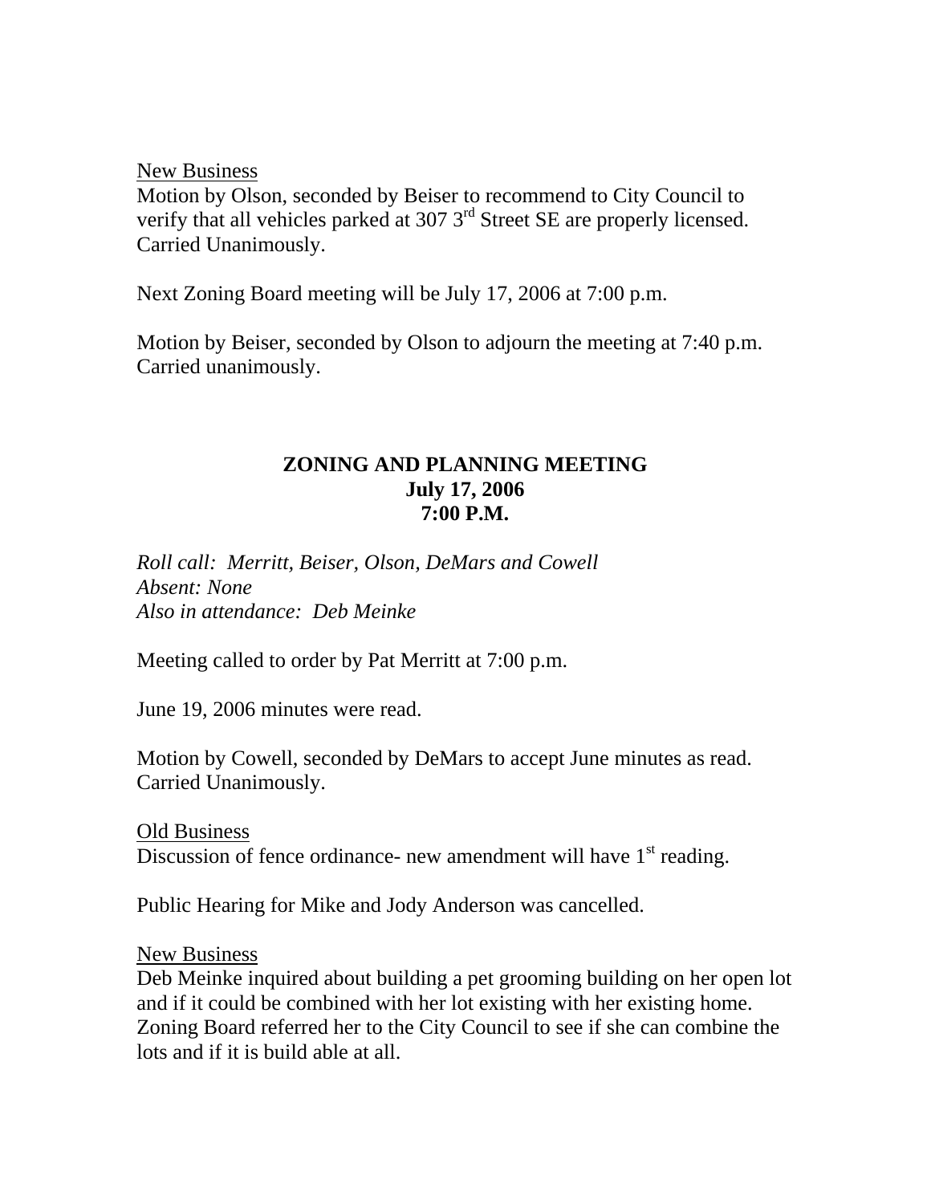<u>New Business</u>
Motion by Olson, seconded by Beiser to recommend to City Council to verify that all vehicles parked at 307 3rd Street SE are properly licensed. Carried Unanimously.

Next Zoning Board meeting will be July 17, 2006 at 7:00 p.m.

Motion by Beiser, seconded by Olson to adjourn the meeting at 7:40 p.m. Carried unanimously.

## ZONING AND PLANNING MEETING
## July 17, 2006
## 7:00 P.M.

*Roll call: Merritt, Beiser, Olson, DeMars and Cowell*
*Absent: None*
*Also in attendance: Deb Meinke*

Meeting called to order by Pat Merritt at 7:00 p.m.

June 19, 2006 minutes were read.

Motion by Cowell, seconded by DeMars to accept June minutes as read. Carried Unanimously.

<u>Old Business</u>
Discussion of fence ordinance- new amendment will have 1st reading.

Public Hearing for Mike and Jody Anderson was cancelled.

<u>New Business</u>
Deb Meinke inquired about building a pet grooming building on her open lot and if it could be combined with her lot existing with her existing home. Zoning Board referred her to the City Council to see if she can combine the lots and if it is build able at all.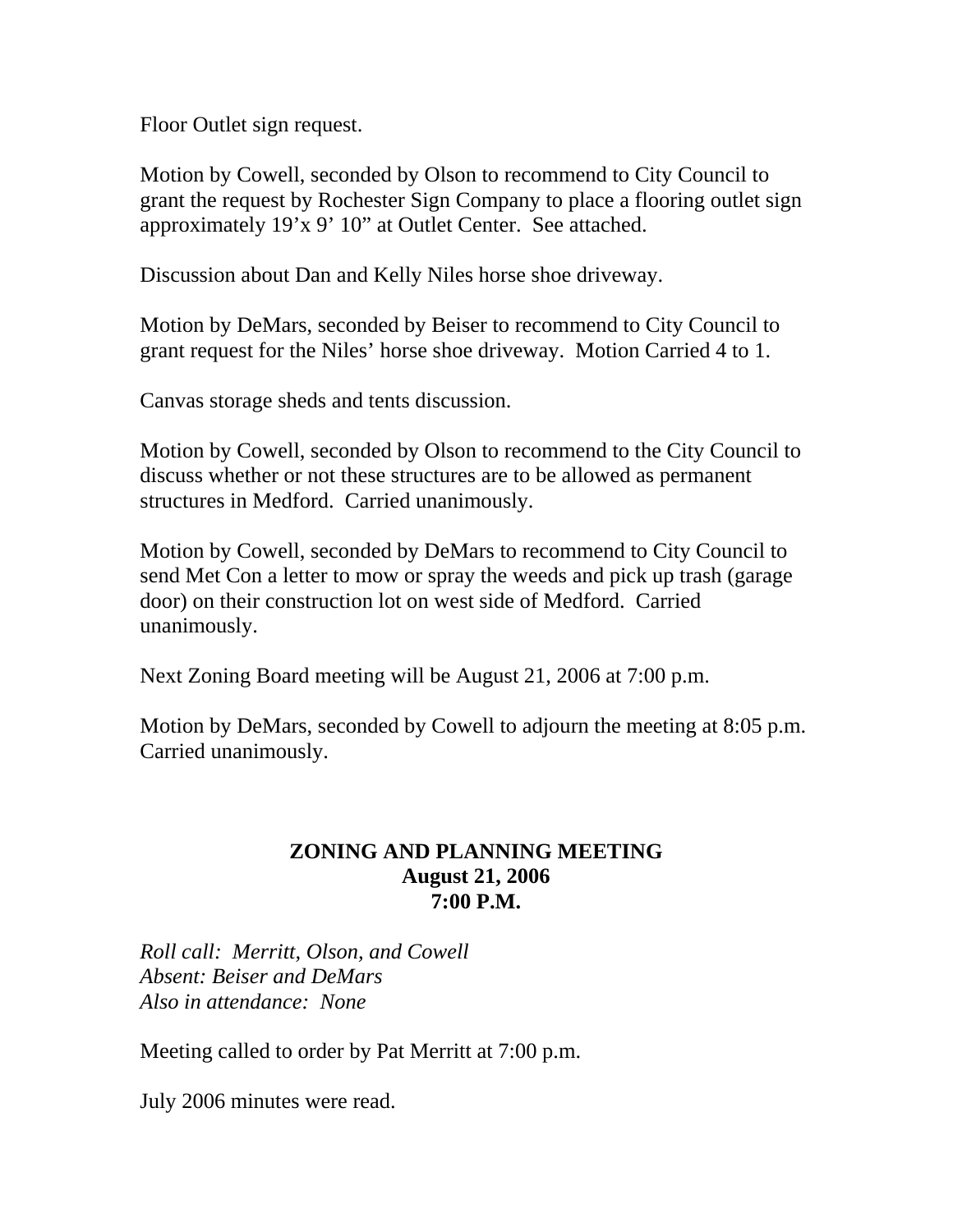Floor Outlet sign request.

Motion by Cowell, seconded by Olson to recommend to City Council to grant the request by Rochester Sign Company to place a flooring outlet sign approximately 19'x 9' 10" at Outlet Center. See attached.

Discussion about Dan and Kelly Niles horse shoe driveway.

Motion by DeMars, seconded by Beiser to recommend to City Council to grant request for the Niles' horse shoe driveway. Motion Carried 4 to 1.

Canvas storage sheds and tents discussion.

Motion by Cowell, seconded by Olson to recommend to the City Council to discuss whether or not these structures are to be allowed as permanent structures in Medford. Carried unanimously.

Motion by Cowell, seconded by DeMars to recommend to City Council to send Met Con a letter to mow or spray the weeds and pick up trash (garage door) on their construction lot on west side of Medford. Carried unanimously.

Next Zoning Board meeting will be August 21, 2006 at 7:00 p.m.

Motion by DeMars, seconded by Cowell to adjourn the meeting at 8:05 p.m. Carried unanimously.

## ZONING AND PLANNING MEETING
## August 21, 2006
## 7:00 P.M.

*Roll call: Merritt, Olson, and Cowell*
*Absent: Beiser and DeMars*
*Also in attendance: None*

Meeting called to order by Pat Merritt at 7:00 p.m.

July 2006 minutes were read.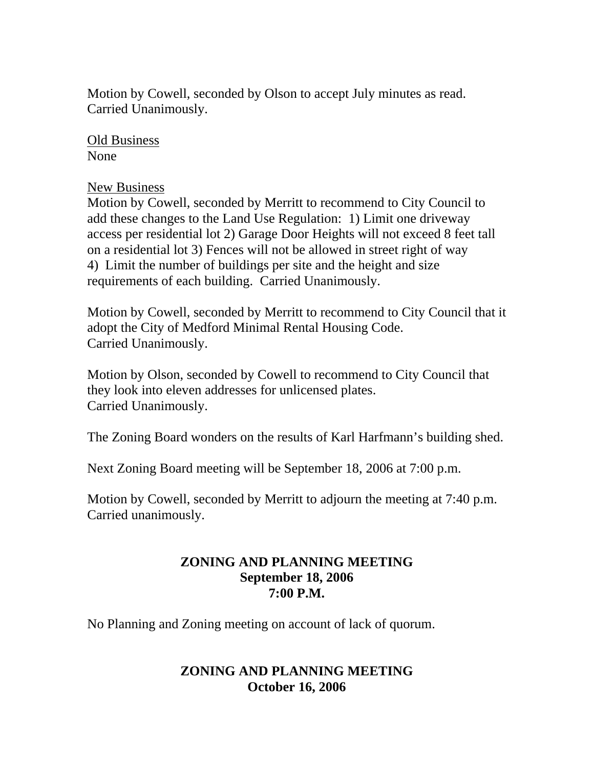Motion by Cowell, seconded by Olson to accept July minutes as read.
Carried Unanimously.

<u>Old Business</u>
None

<u>New Business</u>
Motion by Cowell, seconded by Merritt to recommend to City Council to add these changes to the Land Use Regulation: 1) Limit one driveway access per residential lot 2) Garage Door Heights will not exceed 8 feet tall on a residential lot 3) Fences will not be allowed in street right of way 4) Limit the number of buildings per site and the height and size requirements of each building. Carried Unanimously.

Motion by Cowell, seconded by Merritt to recommend to City Council that it adopt the City of Medford Minimal Rental Housing Code.
Carried Unanimously.

Motion by Olson, seconded by Cowell to recommend to City Council that they look into eleven addresses for unlicensed plates.
Carried Unanimously.

The Zoning Board wonders on the results of Karl Harfmann's building shed.

Next Zoning Board meeting will be September 18, 2006 at 7:00 p.m.

Motion by Cowell, seconded by Merritt to adjourn the meeting at 7:40 p.m.
Carried unanimously.

## ZONING AND PLANNING MEETING
**September 18, 2006**
**7:00 P.M.**

No Planning and Zoning meeting on account of lack of quorum.

## ZONING AND PLANNING MEETING
**October 16, 2006**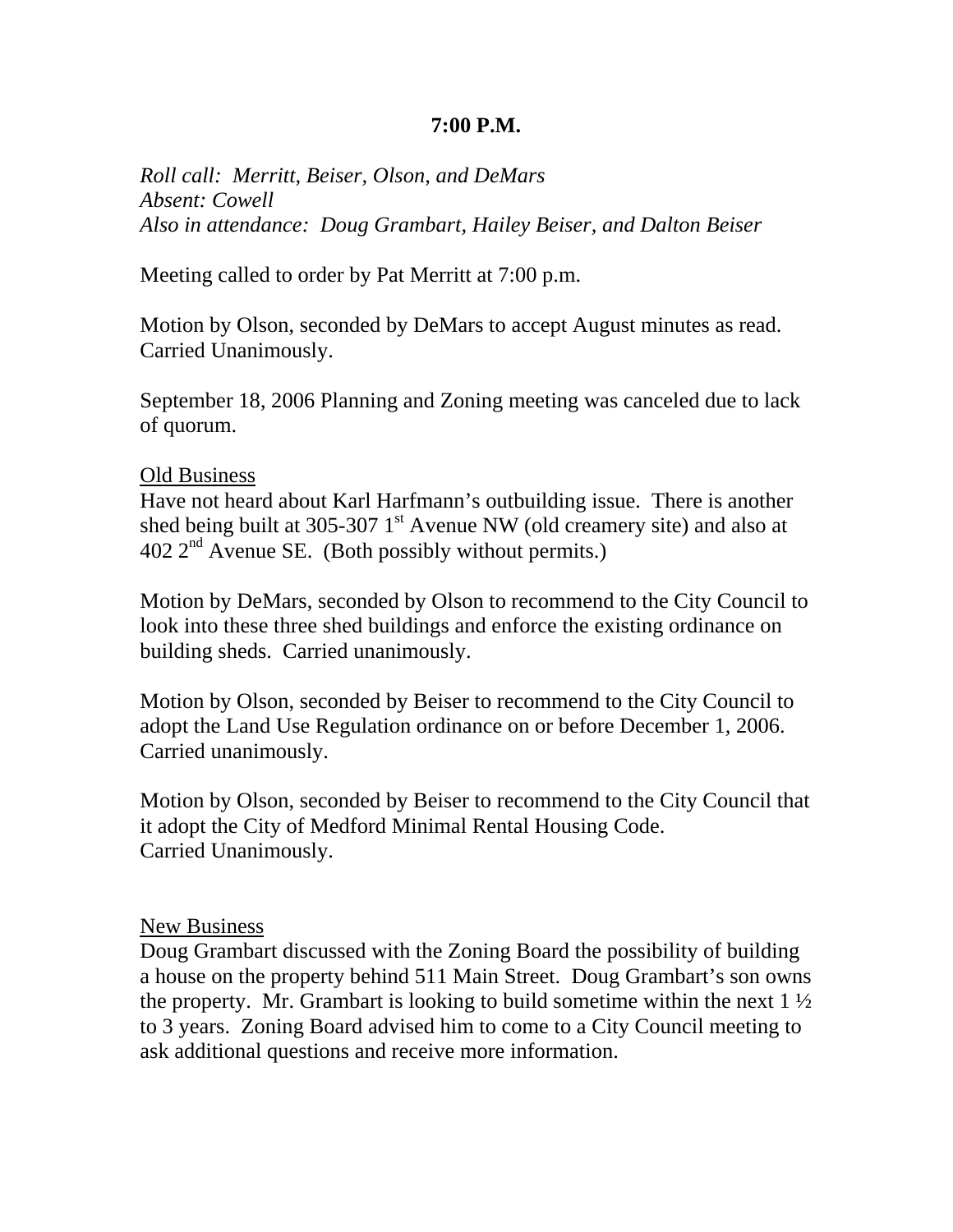**7:00 P.M.**

*Roll call: Merritt, Beiser, Olson, and DeMars*
*Absent: Cowell*
*Also in attendance: Doug Grambart, Hailey Beiser, and Dalton Beiser*

Meeting called to order by Pat Merritt at 7:00 p.m.

Motion by Olson, seconded by DeMars to accept August minutes as read. Carried Unanimously.

September 18, 2006 Planning and Zoning meeting was canceled due to lack of quorum.

Old Business

Have not heard about Karl Harfmann's outbuilding issue. There is another shed being built at 305-307 1st Avenue NW (old creamery site) and also at 402 2nd Avenue SE. (Both possibly without permits.)

Motion by DeMars, seconded by Olson to recommend to the City Council to look into these three shed buildings and enforce the existing ordinance on building sheds. Carried unanimously.

Motion by Olson, seconded by Beiser to recommend to the City Council to adopt the Land Use Regulation ordinance on or before December 1, 2006. Carried unanimously.

Motion by Olson, seconded by Beiser to recommend to the City Council that it adopt the City of Medford Minimal Rental Housing Code.
Carried Unanimously.

New Business

Doug Grambart discussed with the Zoning Board the possibility of building a house on the property behind 511 Main Street. Doug Grambart's son owns the property. Mr. Grambart is looking to build sometime within the next 1 ½ to 3 years. Zoning Board advised him to come to a City Council meeting to ask additional questions and receive more information.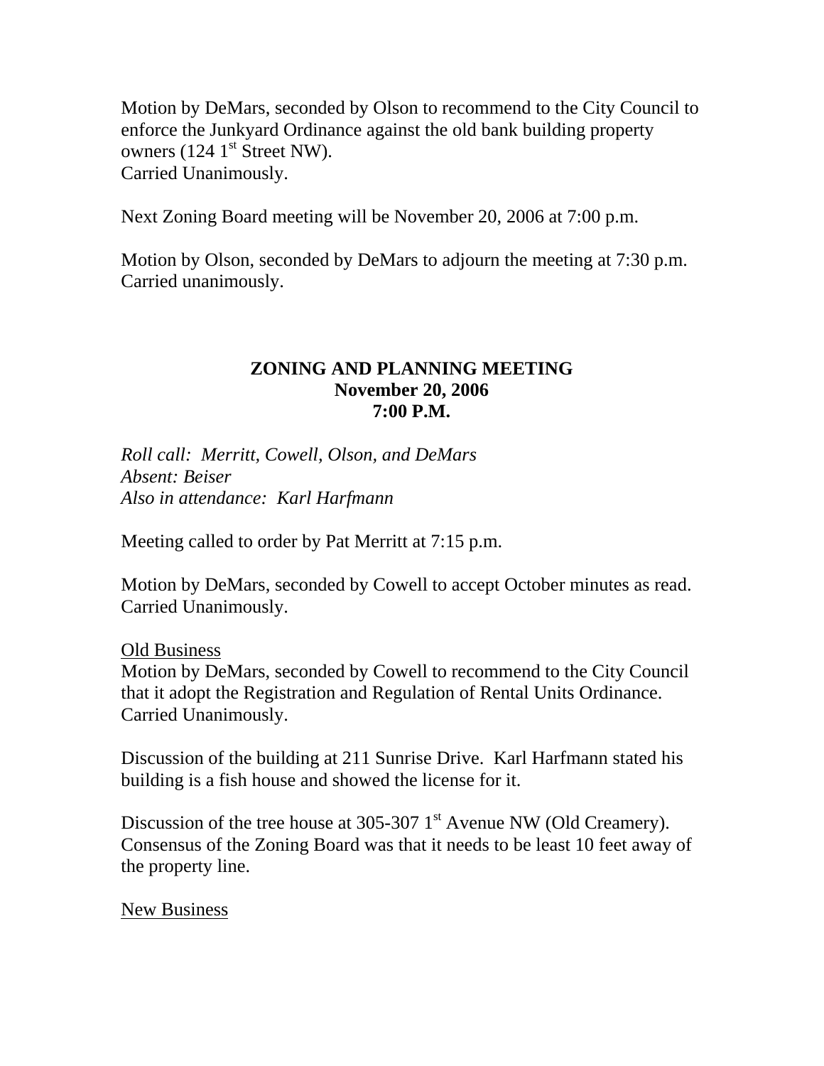Motion by DeMars, seconded by Olson to recommend to the City Council to enforce the Junkyard Ordinance against the old bank building property owners (124 1st Street NW).
Carried Unanimously.

Next Zoning Board meeting will be November 20, 2006 at 7:00 p.m.

Motion by Olson, seconded by DeMars to adjourn the meeting at 7:30 p.m.
Carried unanimously.

## ZONING AND PLANNING MEETING
## November 20, 2006
## 7:00 P.M.

*Roll call: Merritt, Cowell, Olson, and DeMars*
*Absent: Beiser*
*Also in attendance: Karl Harfmann*

Meeting called to order by Pat Merritt at 7:15 p.m.

Motion by DeMars, seconded by Cowell to accept October minutes as read.
Carried Unanimously.

<u>Old Business</u>
Motion by DeMars, seconded by Cowell to recommend to the City Council that it adopt the Registration and Regulation of Rental Units Ordinance.
Carried Unanimously.

Discussion of the building at 211 Sunrise Drive. Karl Harfmann stated his building is a fish house and showed the license for it.

Discussion of the tree house at 305-307 1st Avenue NW (Old Creamery).
Consensus of the Zoning Board was that it needs to be least 10 feet away of the property line.

<u>New Business</u>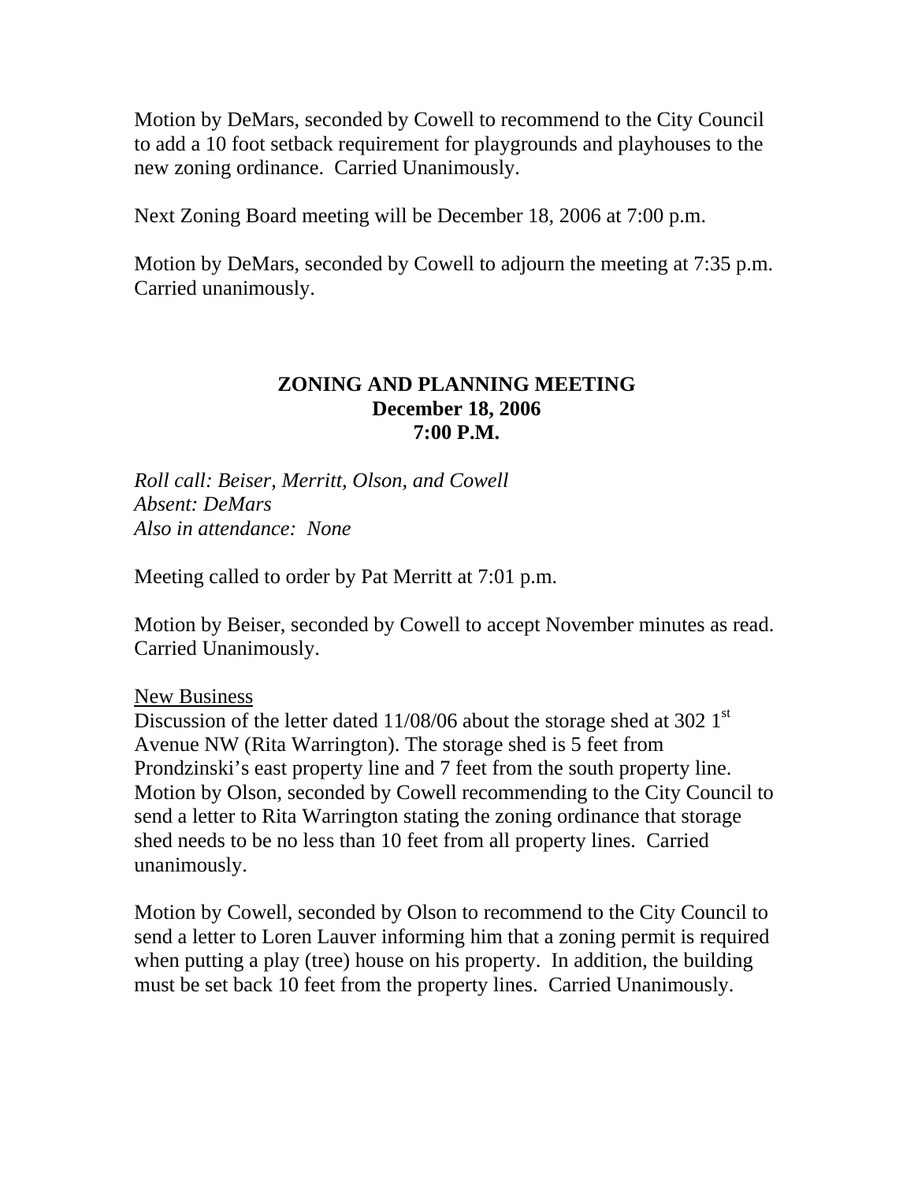Motion by DeMars, seconded by Cowell to recommend to the City Council to add a 10 foot setback requirement for playgrounds and playhouses to the new zoning ordinance. Carried Unanimously.

Next Zoning Board meeting will be December 18, 2006 at 7:00 p.m.

Motion by DeMars, seconded by Cowell to adjourn the meeting at 7:35 p.m. Carried unanimously.

## ZONING AND PLANNING MEETING
## December 18, 2006
## 7:00 P.M.

*Roll call: Beiser, Merritt, Olson, and Cowell*
*Absent: DeMars*
*Also in attendance: None*

Meeting called to order by Pat Merritt at 7:01 p.m.

Motion by Beiser, seconded by Cowell to accept November minutes as read. Carried Unanimously.

New Business

Discussion of the letter dated 11/08/06 about the storage shed at 302 1st Avenue NW (Rita Warrington). The storage shed is 5 feet from Prondzinski's east property line and 7 feet from the south property line. Motion by Olson, seconded by Cowell recommending to the City Council to send a letter to Rita Warrington stating the zoning ordinance that storage shed needs to be no less than 10 feet from all property lines. Carried unanimously.

Motion by Cowell, seconded by Olson to recommend to the City Council to send a letter to Loren Lauver informing him that a zoning permit is required when putting a play (tree) house on his property. In addition, the building must be set back 10 feet from the property lines. Carried Unanimously.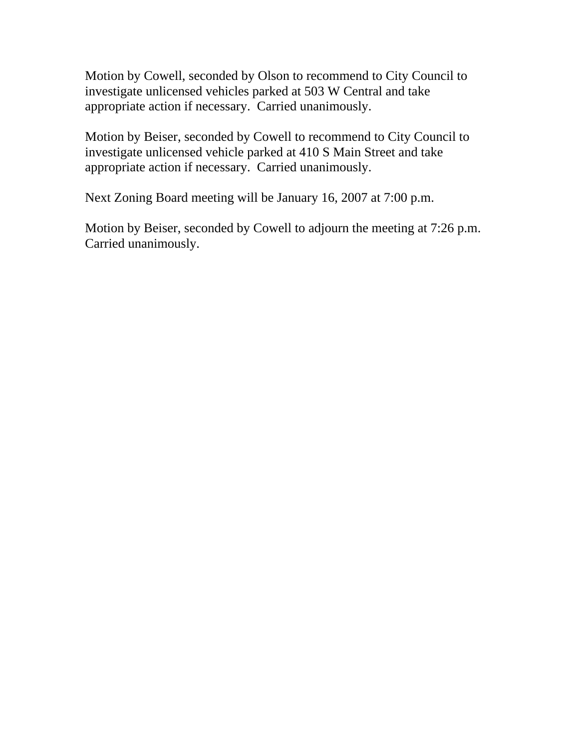Motion by Cowell, seconded by Olson to recommend to City Council to investigate unlicensed vehicles parked at 503 W Central and take appropriate action if necessary.  Carried unanimously.

Motion by Beiser, seconded by Cowell to recommend to City Council to investigate unlicensed vehicle parked at 410 S Main Street and take appropriate action if necessary.  Carried unanimously.

Next Zoning Board meeting will be January 16, 2007 at 7:00 p.m.

Motion by Beiser, seconded by Cowell to adjourn the meeting at 7:26 p.m. Carried unanimously.